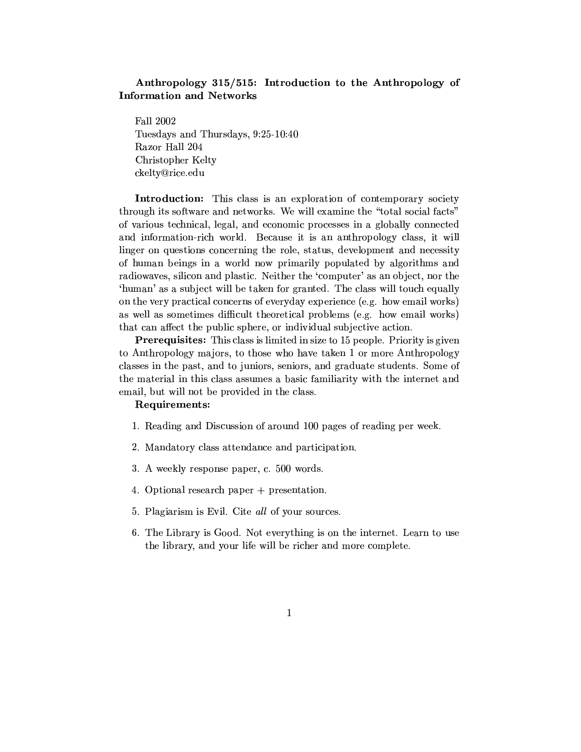# Anthropology 315/515: Introduction to the Anthropology of Information and Networks

Fall 2002
Tuesdays and Thursdays, 9:25-10:40
Razor Hall 204
Christopher Kelty
ckelty@rice.edu

**Introduction:** This class is an exploration of contemporary society through its software and networks. We will examine the "total social facts" of various technical, legal, and economic processes in a globally connected and information-rich world. Because it is an anthropology class, it will linger on questions concerning the role, status, development and necessity of human beings in a world now primarily populated by algorithms and radiowaves, silicon and plastic. Neither the 'computer' as an object, nor the 'human' as a subject will be taken for granted. The class will touch equally on the very practical concerns of everyday experience (e.g. how email works) as well as sometimes difficult theoretical problems (e.g. how email works) that can affect the public sphere, or individual subjective action.

**Prerequisites:** This class is limited in size to 15 people. Priority is given to Anthropology majors, to those who have taken 1 or more Anthropology classes in the past, and to juniors, seniors, and graduate students. Some of the material in this class assumes a basic familiarity with the internet and email, but will not be provided in the class.

**Requirements:**

1. Reading and Discussion of around 100 pages of reading per week.
2. Mandatory class attendance and participation.
3. A weekly response paper, c. 500 words.
4. Optional research paper + presentation.
5. Plagiarism is Evil. Cite *all* of your sources.
6. The Library is Good. Not everything is on the internet. Learn to use the library, and your life will be richer and more complete.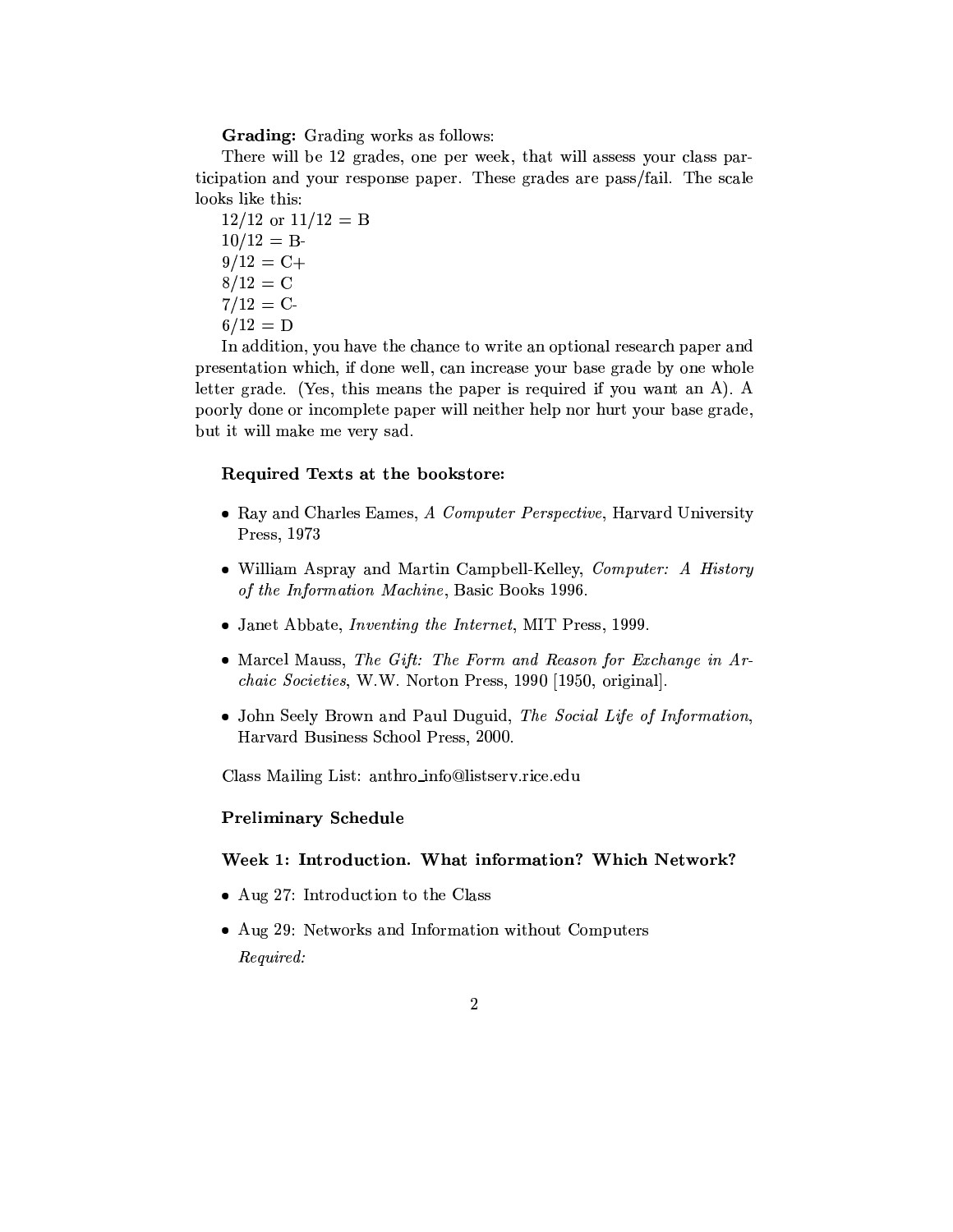**Grading:** Grading works as follows:

There will be 12 grades, one per week, that will assess your class participation and your response paper. These grades are pass/fail. The scale looks like this:

12/12 or 11/12 = B
10/12 = B-
9/12 = C+
8/12 = C
7/12 = C-
6/12 = D

In addition, you have the chance to write an optional research paper and presentation which, if done well, can increase your base grade by one whole letter grade. (Yes, this means the paper is required if you want an A). A poorly done or incomplete paper will neither help nor hurt your base grade, but it will make me very sad.

**Required Texts at the bookstore:**

- Ray and Charles Eames, *A Computer Perspective*, Harvard University Press, 1973
- William Aspray and Martin Campbell-Kelley, *Computer: A History of the Information Machine*, Basic Books 1996.
- Janet Abbate, *Inventing the Internet*, MIT Press, 1999.
- Marcel Mauss, *The Gift: The Form and Reason for Exchange in Archaic Societies*, W.W. Norton Press, 1990 [1950, original].
- John Seely Brown and Paul Duguid, *The Social Life of Information*, Harvard Business School Press, 2000.

Class Mailing List: anthro_info@listserv.rice.edu

**Preliminary Schedule**

**Week 1: Introduction. What information? Which Network?**

- Aug 27: Introduction to the Class
- Aug 29: Networks and Information without Computers

  *Required:*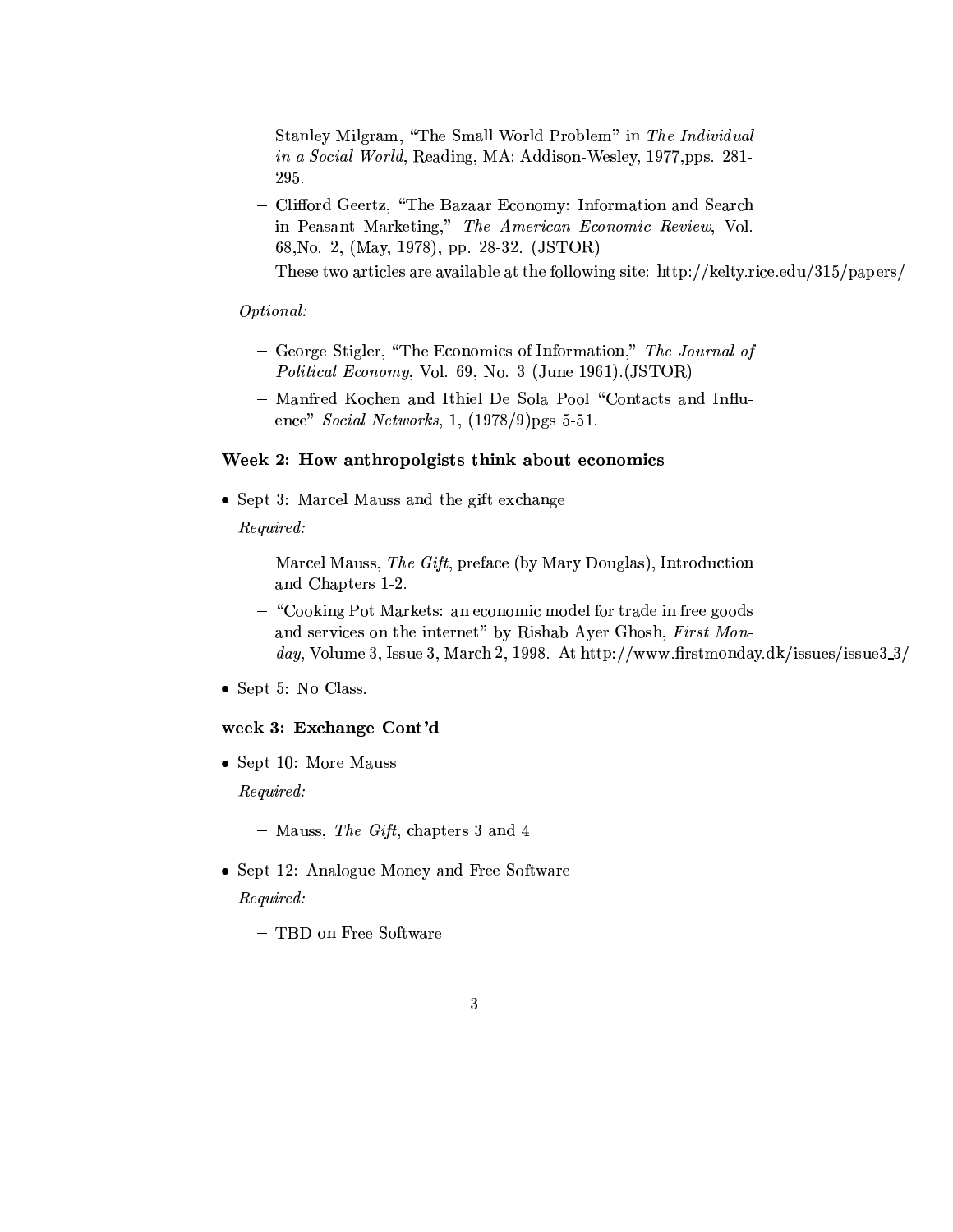- Stanley Milgram, "The Small World Problem" in *The Individual in a Social World*, Reading, MA: Addison-Wesley, 1977,pps. 281-295.
- Clifford Geertz, "The Bazaar Economy: Information and Search in Peasant Marketing," *The American Economic Review*, Vol. 68,No. 2, (May, 1978), pp. 28-32. (JSTOR)

  These two articles are available at the following site: http://kelty.rice.edu/315/papers/

*Optional:*

- George Stigler, "The Economics of Information," *The Journal of Political Economy*, Vol. 69, No. 3 (June 1961).(JSTOR)
- Manfred Kochen and Ithiel De Sola Pool "Contacts and Influence" *Social Networks*, 1, (1978/9)pgs 5-51.

### Week 2: How anthropolgists think about economics

- Sept 3: Marcel Mauss and the gift exchange

  *Required:*

  - Marcel Mauss, *The Gift*, preface (by Mary Douglas), Introduction and Chapters 1-2.
  - "Cooking Pot Markets: an economic model for trade in free goods and services on the internet" by Rishab Ayer Ghosh, *First Monday*, Volume 3, Issue 3, March 2, 1998. At http://www.firstmonday.dk/issues/issue3_3/

- Sept 5: No Class.

### week 3: Exchange Cont'd

- Sept 10: More Mauss

  *Required:*

  - Mauss, *The Gift*, chapters 3 and 4

- Sept 12: Analogue Money and Free Software

  *Required:*

  - TBD on Free Software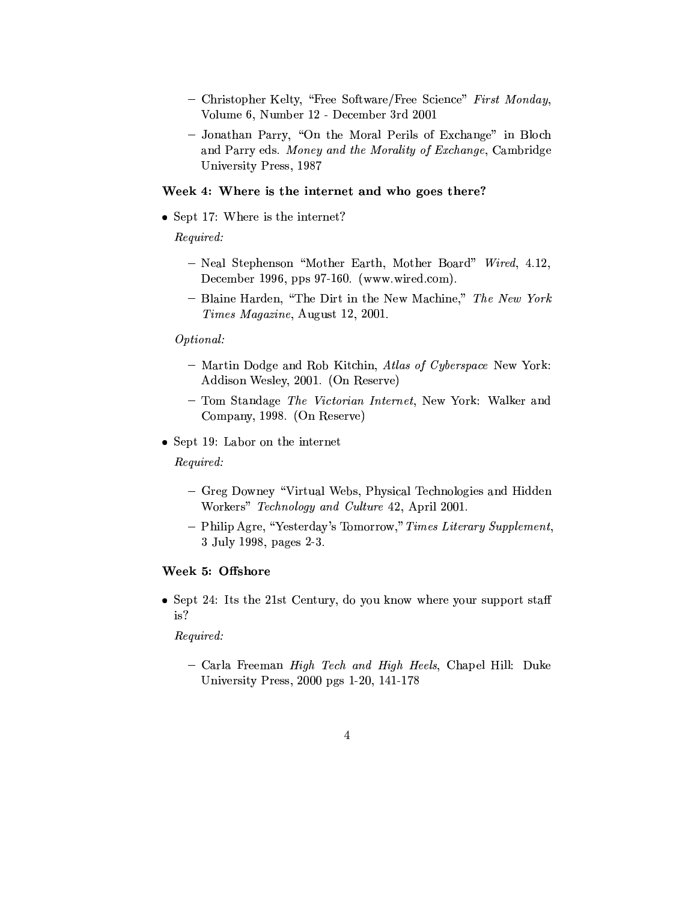- Christopher Kelty, "Free Software/Free Science" *First Monday*, Volume 6, Number 12 - December 3rd 2001
- Jonathan Parry, "On the Moral Perils of Exchange" in Bloch and Parry eds. *Money and the Morality of Exchange*, Cambridge University Press, 1987

### Week 4: Where is the internet and who goes there?

- Sept 17: Where is the internet?

  *Required:*

  - Neal Stephenson "Mother Earth, Mother Board" *Wired*, 4.12, December 1996, pps 97-160. (www.wired.com).
  - Blaine Harden, "The Dirt in the New Machine," *The New York Times Magazine*, August 12, 2001.

  *Optional:*

  - Martin Dodge and Rob Kitchin, *Atlas of Cyberspace* New York: Addison Wesley, 2001. (On Reserve)
  - Tom Standage *The Victorian Internet*, New York: Walker and Company, 1998. (On Reserve)

- Sept 19: Labor on the internet

  *Required:*

  - Greg Downey "Virtual Webs, Physical Technologies and Hidden Workers" *Technology and Culture* 42, April 2001.
  - Philip Agre, "Yesterday's Tomorrow," *Times Literary Supplement*, 3 July 1998, pages 2-3.

### Week 5: Offshore

- Sept 24: Its the 21st Century, do you know where your support staff is?

  *Required:*

  - Carla Freeman *High Tech and High Heels*, Chapel Hill: Duke University Press, 2000 pgs 1-20, 141-178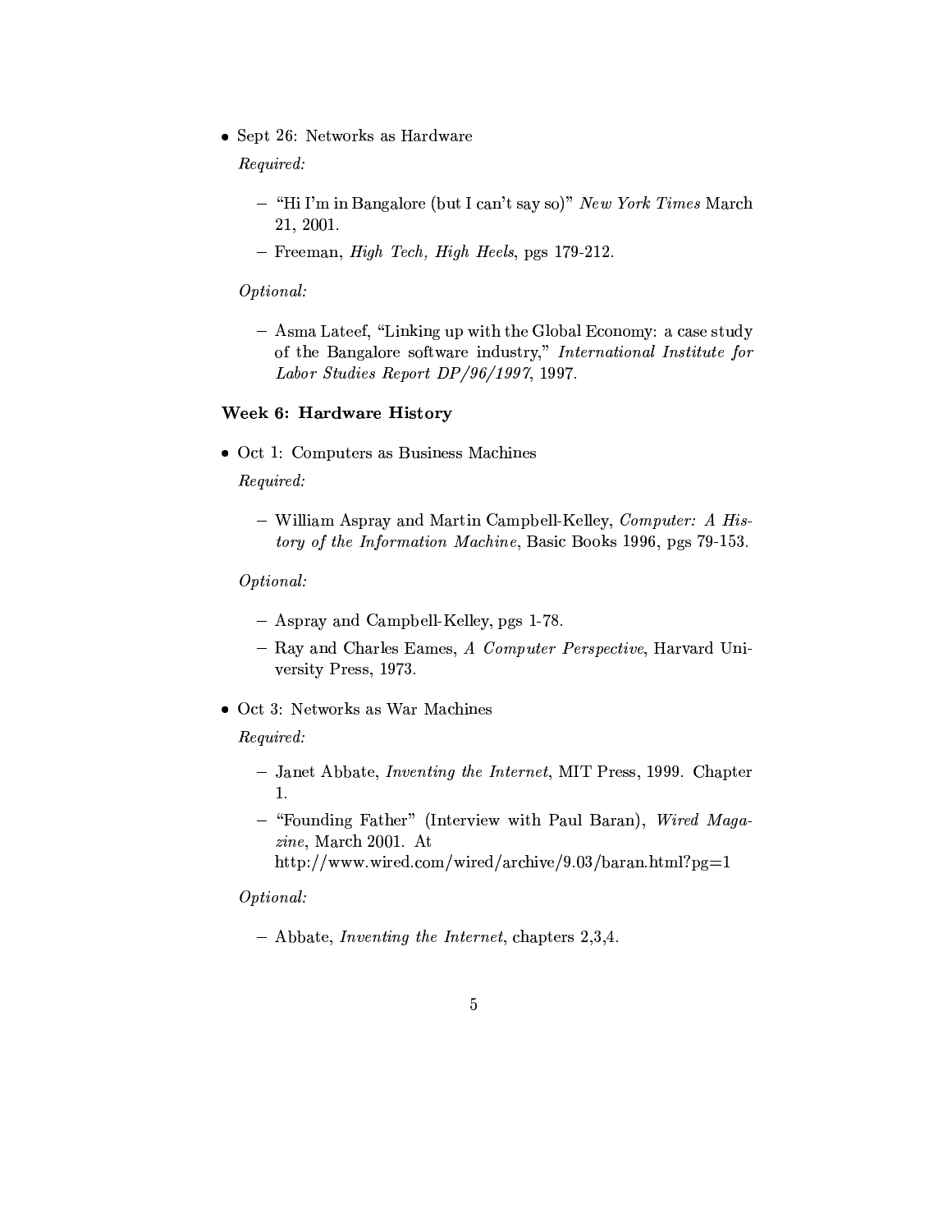- Sept 26: Networks as Hardware

  *Required:*

  - "Hi I'm in Bangalore (but I can't say so)" *New York Times* March 21, 2001.
  - Freeman, *High Tech, High Heels*, pgs 179-212.

  *Optional:*

  - Asma Lateef, "Linking up with the Global Economy: a case study of the Bangalore software industry," *International Institute for Labor Studies Report DP/96/1997*, 1997.

### Week 6: Hardware History

- Oct 1: Computers as Business Machines

  *Required:*

  - William Aspray and Martin Campbell-Kelley, *Computer: A History of the Information Machine*, Basic Books 1996, pgs 79-153.

  *Optional:*

  - Aspray and Campbell-Kelley, pgs 1-78.
  - Ray and Charles Eames, *A Computer Perspective*, Harvard University Press, 1973.

- Oct 3: Networks as War Machines

  *Required:*

  - Janet Abbate, *Inventing the Internet*, MIT Press, 1999. Chapter 1.
  - "Founding Father" (Interview with Paul Baran), *Wired Magazine*, March 2001. At http://www.wired.com/wired/archive/9.03/baran.html?pg=1

  *Optional:*

  - Abbate, *Inventing the Internet*, chapters 2,3,4.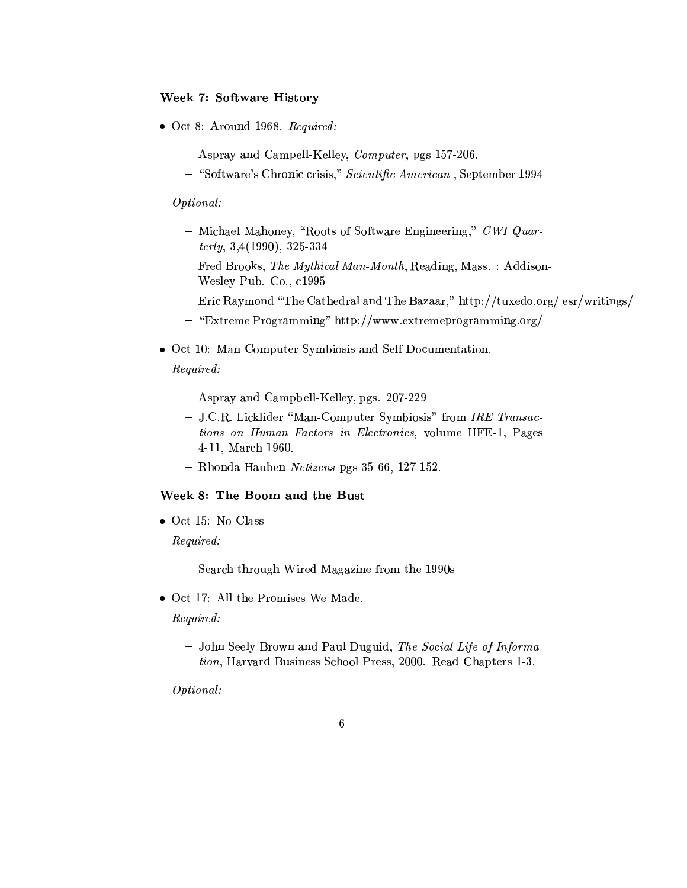### Week 7: Software History

- Oct 8: Around 1968. *Required:*
  - Aspray and Campell-Kelley, *Computer*, pgs 157-206.
  - "Software's Chronic crisis," *Scientific American* , September 1994

  *Optional:*
  - Michael Mahoney, "Roots of Software Engineering," *CWI Quarterly*, 3,4(1990), 325-334
  - Fred Brooks, *The Mythical Man-Month*, Reading, Mass. : Addison-Wesley Pub. Co., c1995
  - Eric Raymond "The Cathedral and The Bazaar," http://tuxedo.org/ esr/writings/
  - "Extreme Programming" http://www.extremeprogramming.org/

- Oct 10: Man-Computer Symbiosis and Self-Documentation.

  *Required:*
  - Aspray and Campbell-Kelley, pgs. 207-229
  - J.C.R. Licklider "Man-Computer Symbiosis" from *IRE Transactions on Human Factors in Electronics*, volume HFE-1, Pages 4-11, March 1960.
  - Rhonda Hauben *Netizens* pgs 35-66, 127-152.

### Week 8: The Boom and the Bust

- Oct 15: No Class

  *Required:*
  - Search through Wired Magazine from the 1990s

- Oct 17: All the Promises We Made.

  *Required:*
  - John Seely Brown and Paul Duguid, *The Social Life of Information*, Harvard Business School Press, 2000. Read Chapters 1-3.

  *Optional:*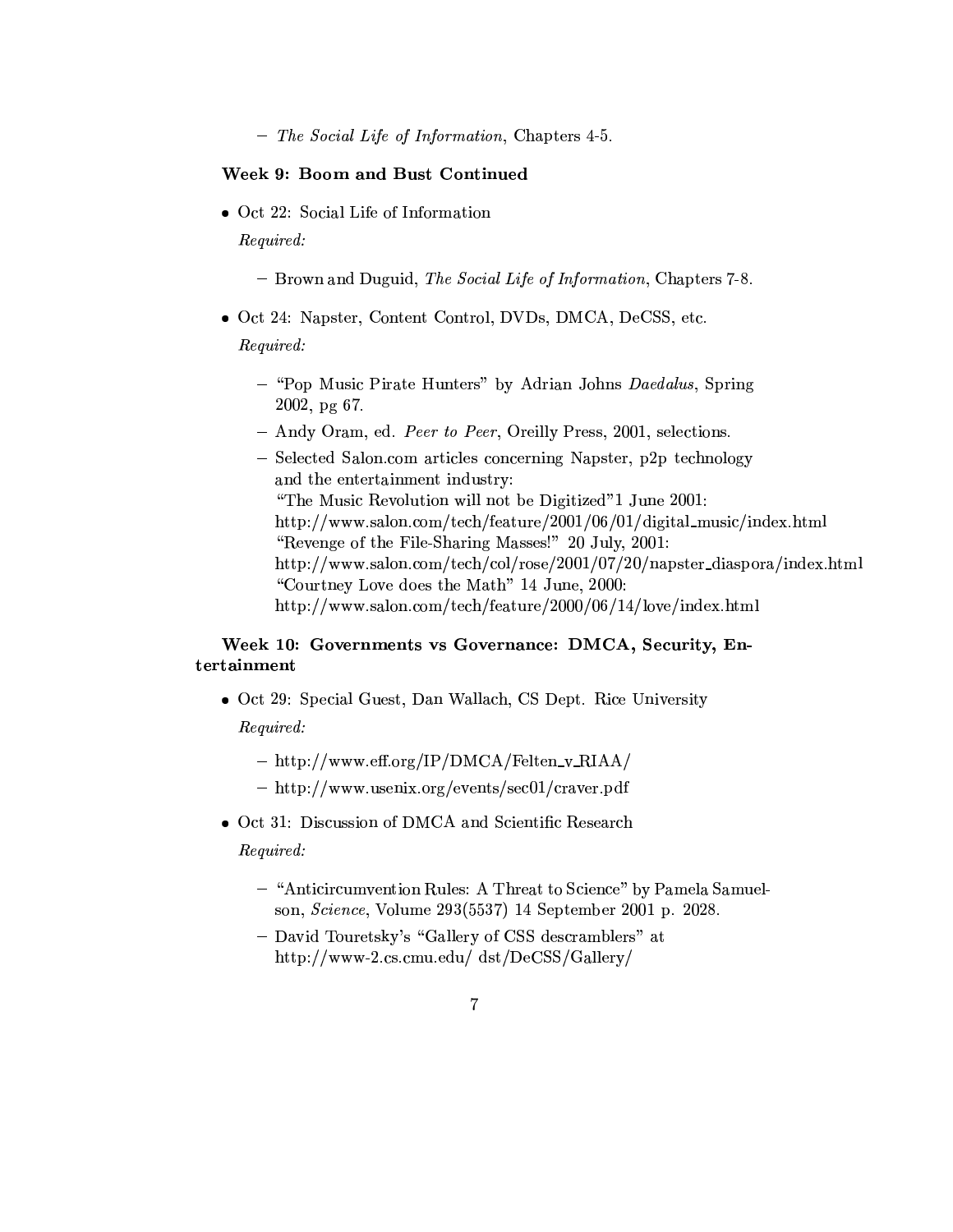- *The Social Life of Information*, Chapters 4-5.

### Week 9: Boom and Bust Continued

- Oct 22: Social Life of Information

  *Required:*

  - Brown and Duguid, *The Social Life of Information*, Chapters 7-8.

- Oct 24: Napster, Content Control, DVDs, DMCA, DeCSS, etc.

  *Required:*

  - "Pop Music Pirate Hunters" by Adrian Johns *Daedalus*, Spring 2002, pg 67.
  - Andy Oram, ed. *Peer to Peer*, Oreilly Press, 2001, selections.
  - Selected Salon.com articles concerning Napster, p2p technology and the entertainment industry:
    "The Music Revolution will not be Digitized"1 June 2001:
    http://www.salon.com/tech/feature/2001/06/01/digital_music/index.html
    "Revenge of the File-Sharing Masses!" 20 July, 2001:
    http://www.salon.com/tech/col/rose/2001/07/20/napster_diaspora/index.html
    "Courtney Love does the Math" 14 June, 2000:
    http://www.salon.com/tech/feature/2000/06/14/love/index.html

### Week 10: Governments vs Governance: DMCA, Security, Entertainment

- Oct 29: Special Guest, Dan Wallach, CS Dept. Rice University

  *Required:*

  - http://www.eff.org/IP/DMCA/Felten_v_RIAA/
  - http://www.usenix.org/events/sec01/craver.pdf

- Oct 31: Discussion of DMCA and Scientific Research

  *Required:*

  - "Anticircumvention Rules: A Threat to Science" by Pamela Samuelson, *Science*, Volume 293(5537) 14 September 2001 p. 2028.
  - David Touretsky's "Gallery of CSS descramblers" at http://www-2.cs.cmu.edu/ dst/DeCSS/Gallery/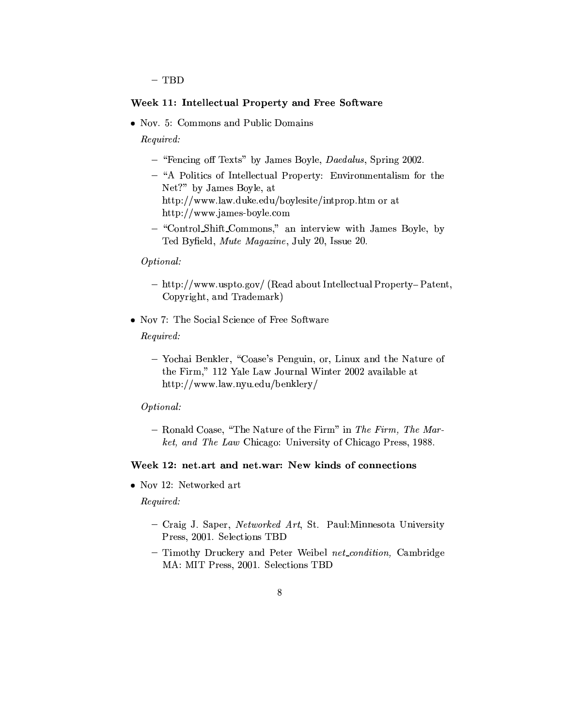- TBD

### Week 11: Intellectual Property and Free Software

- Nov. 5: Commons and Public Domains

  *Required:*

  - "Fencing off Texts" by James Boyle, *Daedalus*, Spring 2002.
  - "A Politics of Intellectual Property: Environmentalism for the Net?" by James Boyle, at http://www.law.duke.edu/boylesite/intprop.htm or at http://www.james-boyle.com
  - "Control_Shift_Commons," an interview with James Boyle, by Ted Byfield, *Mute Magazine*, July 20, Issue 20.

  *Optional:*

  - http://www.uspto.gov/ (Read about Intellectual Property– Patent, Copyright, and Trademark)

- Nov 7: The Social Science of Free Software

  *Required:*

  - Yochai Benkler, "Coase's Penguin, or, Linux and the Nature of the Firm," 112 Yale Law Journal Winter 2002 available at http://www.law.nyu.edu/benklery/

  *Optional:*

  - Ronald Coase, "The Nature of the Firm" in *The Firm, The Market, and The Law* Chicago: University of Chicago Press, 1988.

### Week 12: net.art and net.war: New kinds of connections

- Nov 12: Networked art

  *Required:*

  - Craig J. Saper, *Networked Art*, St. Paul:Minnesota University Press, 2001. Selections TBD
  - Timothy Druckery and Peter Weibel *net_condition,* Cambridge MA: MIT Press, 2001. Selections TBD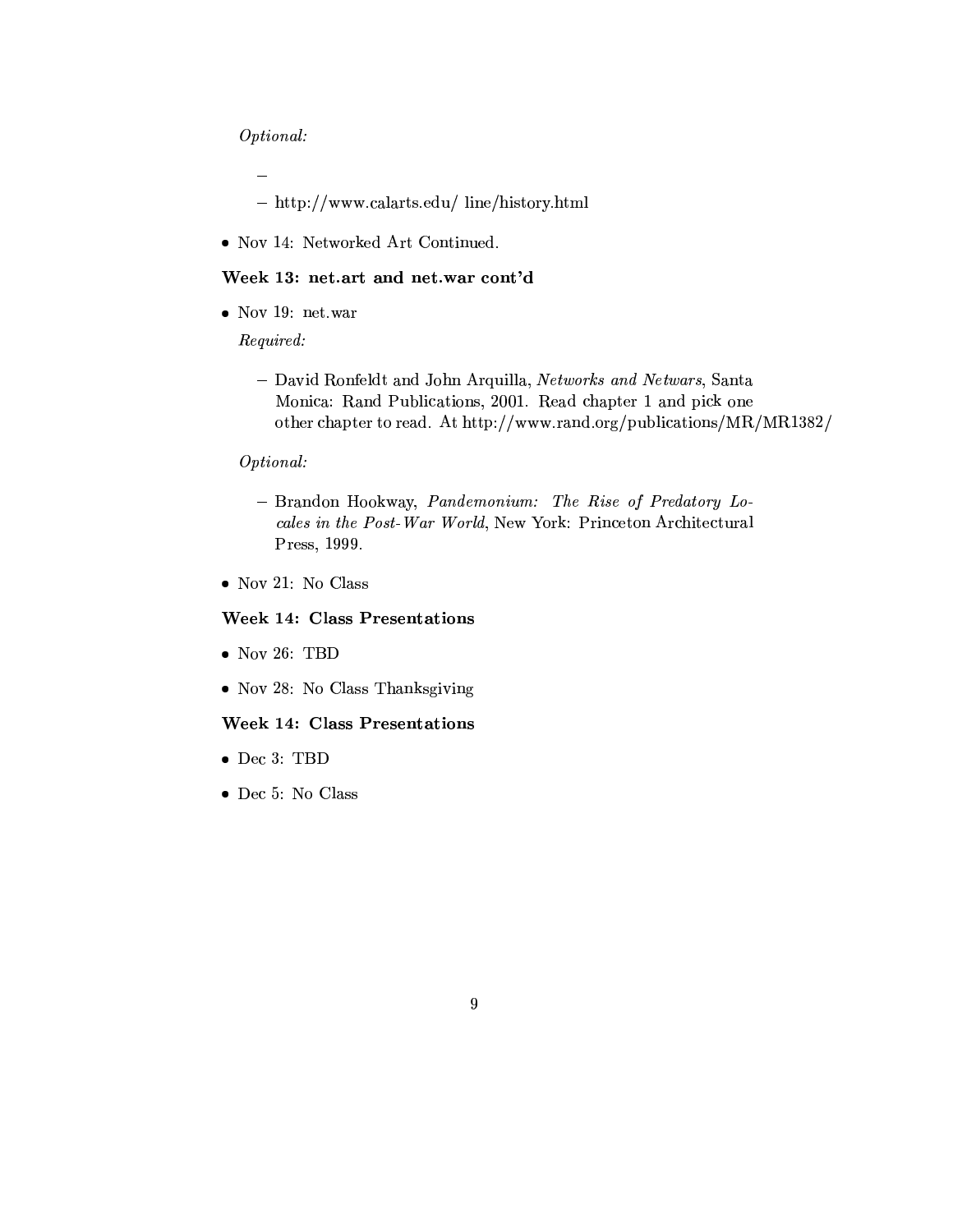*Optional:*

  -
  - http://www.calarts.edu/ line/history.html

- Nov 14: Networked Art Continued.

### Week 13: net.art and net.war cont'd

- Nov 19: net.war

  *Required:*

  - David Ronfeldt and John Arquilla, *Networks and Netwars*, Santa Monica: Rand Publications, 2001. Read chapter 1 and pick one other chapter to read. At http://www.rand.org/publications/MR/MR1382/

  *Optional:*

  - Brandon Hookway, *Pandemonium: The Rise of Predatory Locales in the Post-War World*, New York: Princeton Architectural Press, 1999.

- Nov 21: No Class

### Week 14: Class Presentations

- Nov 26: TBD
- Nov 28: No Class Thanksgiving

### Week 14: Class Presentations

- Dec 3: TBD
- Dec 5: No Class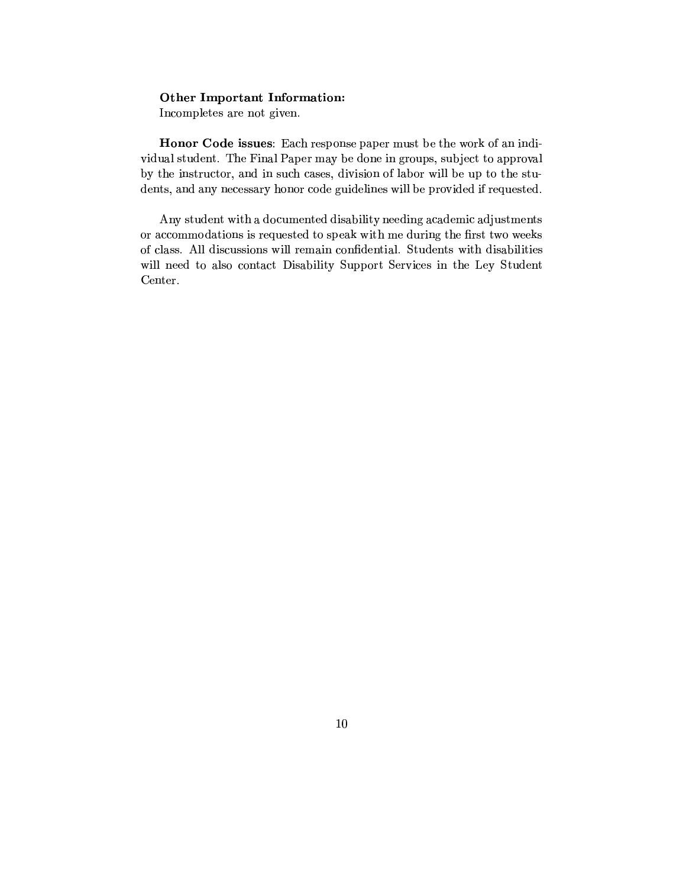**Other Important Information:**
Incompletes are not given.

**Honor Code issues**: Each response paper must be the work of an individual student. The Final Paper may be done in groups, subject to approval by the instructor, and in such cases, division of labor will be up to the students, and any necessary honor code guidelines will be provided if requested.

Any student with a documented disability needing academic adjustments or accommodations is requested to speak with me during the first two weeks of class. All discussions will remain confidential. Students with disabilities will need to also contact Disability Support Services in the Ley Student Center.